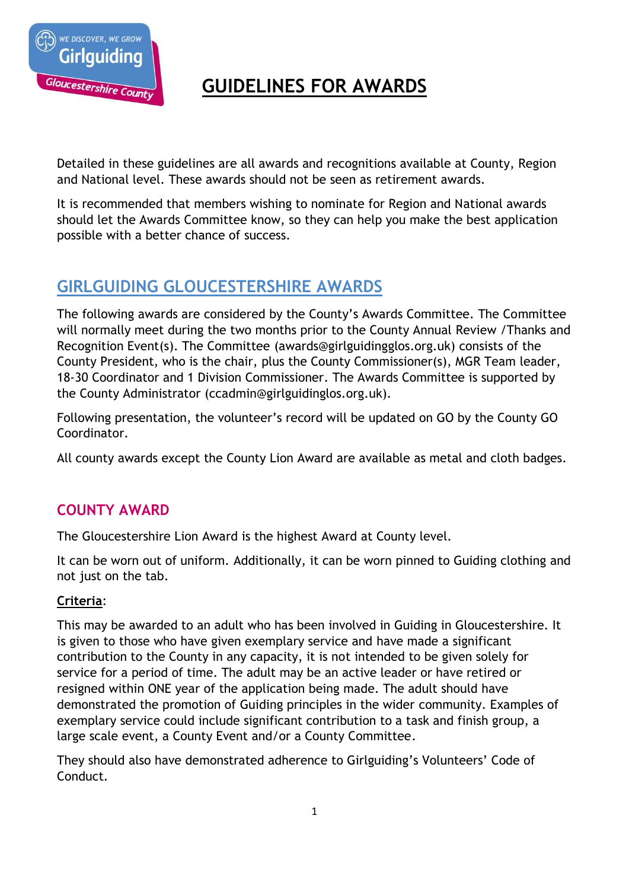# GUIDELINES FOR AWARDS

Detailed in these guidelines are all awards and recognitions available at County, Region and National level. These awards should not be seen as retirement awards.

It is recommended that members wishing to nominate for Region and National awards should let the Awards Committee know, so they can help you make the best application possible with a better chance of success.

## GIRLGUIDING GLOUCESTERSHIRE AWARDS

The following awards are considered by the County's Awards Committee. The Committee will normally meet during the two months prior to the County Annual Review /Thanks and Recognition Event(s). The Committee (awards@girlguidingglos.org.uk) consists of the County President, who is the chair, plus the County Commissioner(s), MGR Team leader, 18-30 Coordinator and 1 Division Commissioner. The Awards Committee is supported by the County Administrator (ccadmin@girlguidinglos.org.uk).

Following presentation, the volunteer's record will be updated on GO by the County GO Coordinator.

All county awards except the County Lion Award are available as metal and cloth badges.

### COUNTY AWARD

The Gloucestershire Lion Award is the highest Award at County level.

It can be worn out of uniform. Additionally, it can be worn pinned to Guiding clothing and not just on the tab.

**Criteria**:

This may be awarded to an adult who has been involved in Guiding in Gloucestershire. It is given to those who have given exemplary service and have made a significant contribution to the County in any capacity, it is not intended to be given solely for service for a period of time. The adult may be an active leader or have retired or resigned within ONE year of the application being made. The adult should have demonstrated the promotion of Guiding principles in the wider community. Examples of exemplary service could include significant contribution to a task and finish group, a large scale event, a County Event and/or a County Committee.

They should also have demonstrated adherence to Girlguiding's Volunteers' Code of Conduct.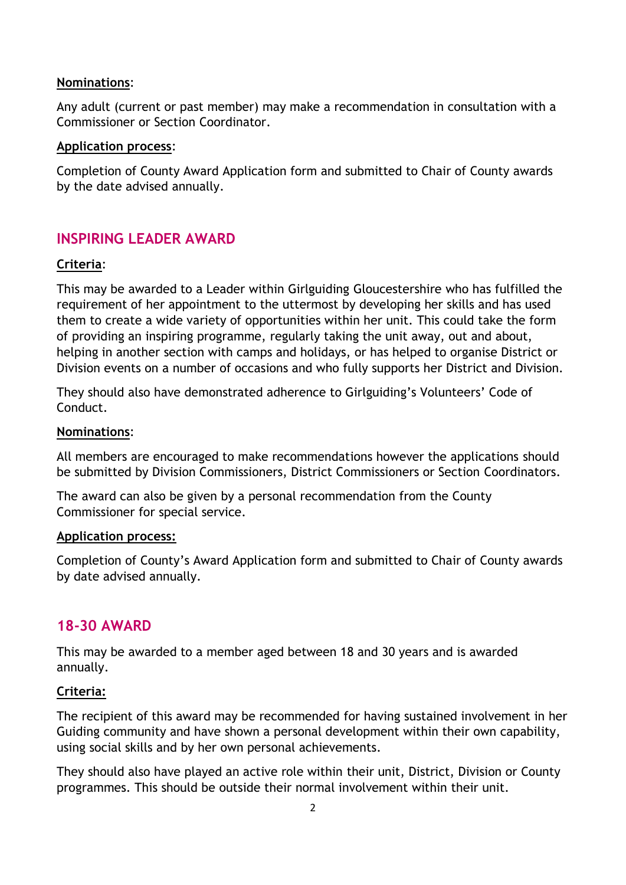**Nominations**:

Any adult (current or past member) may make a recommendation in consultation with a Commissioner or Section Coordinator.

**Application process**:

Completion of County Award Application form and submitted to Chair of County awards by the date advised annually.

## INSPIRING LEADER AWARD

**Criteria**:

This may be awarded to a Leader within Girlguiding Gloucestershire who has fulfilled the requirement of her appointment to the uttermost by developing her skills and has used them to create a wide variety of opportunities within her unit. This could take the form of providing an inspiring programme, regularly taking the unit away, out and about, helping in another section with camps and holidays, or has helped to organise District or Division events on a number of occasions and who fully supports her District and Division.

They should also have demonstrated adherence to Girlguiding's Volunteers' Code of Conduct.

**Nominations**:

All members are encouraged to make recommendations however the applications should be submitted by Division Commissioners, District Commissioners or Section Coordinators.

The award can also be given by a personal recommendation from the County Commissioner for special service.

**Application process:**

Completion of County's Award Application form and submitted to Chair of County awards by date advised annually.

## 18-30 AWARD

This may be awarded to a member aged between 18 and 30 years and is awarded annually.

**Criteria:**

The recipient of this award may be recommended for having sustained involvement in her Guiding community and have shown a personal development within their own capability, using social skills and by her own personal achievements.

They should also have played an active role within their unit, District, Division or County programmes. This should be outside their normal involvement within their unit.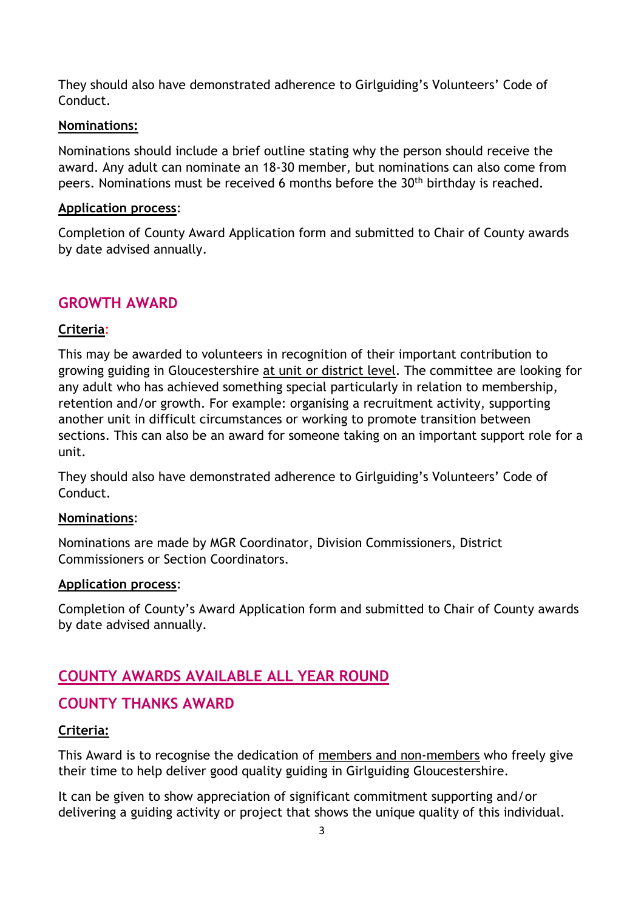They should also have demonstrated adherence to Girlguiding's Volunteers' Code of Conduct.

**Nominations:**

Nominations should include a brief outline stating why the person should receive the award. Any adult can nominate an 18-30 member, but nominations can also come from peers. Nominations must be received 6 months before the 30th birthday is reached.

**Application process**:

Completion of County Award Application form and submitted to Chair of County awards by date advised annually.

## GROWTH AWARD

**Criteria**:

This may be awarded to volunteers in recognition of their important contribution to growing guiding in Gloucestershire at unit or district level. The committee are looking for any adult who has achieved something special particularly in relation to membership, retention and/or growth. For example: organising a recruitment activity, supporting another unit in difficult circumstances or working to promote transition between sections. This can also be an award for someone taking on an important support role for a unit.

They should also have demonstrated adherence to Girlguiding's Volunteers' Code of Conduct.

**Nominations**:

Nominations are made by MGR Coordinator, Division Commissioners, District Commissioners or Section Coordinators.

**Application process**:

Completion of County's Award Application form and submitted to Chair of County awards by date advised annually.

## COUNTY AWARDS AVAILABLE ALL YEAR ROUND

## COUNTY THANKS AWARD

**Criteria:**

This Award is to recognise the dedication of members and non-members who freely give their time to help deliver good quality guiding in Girlguiding Gloucestershire.

It can be given to show appreciation of significant commitment supporting and/or delivering a guiding activity or project that shows the unique quality of this individual.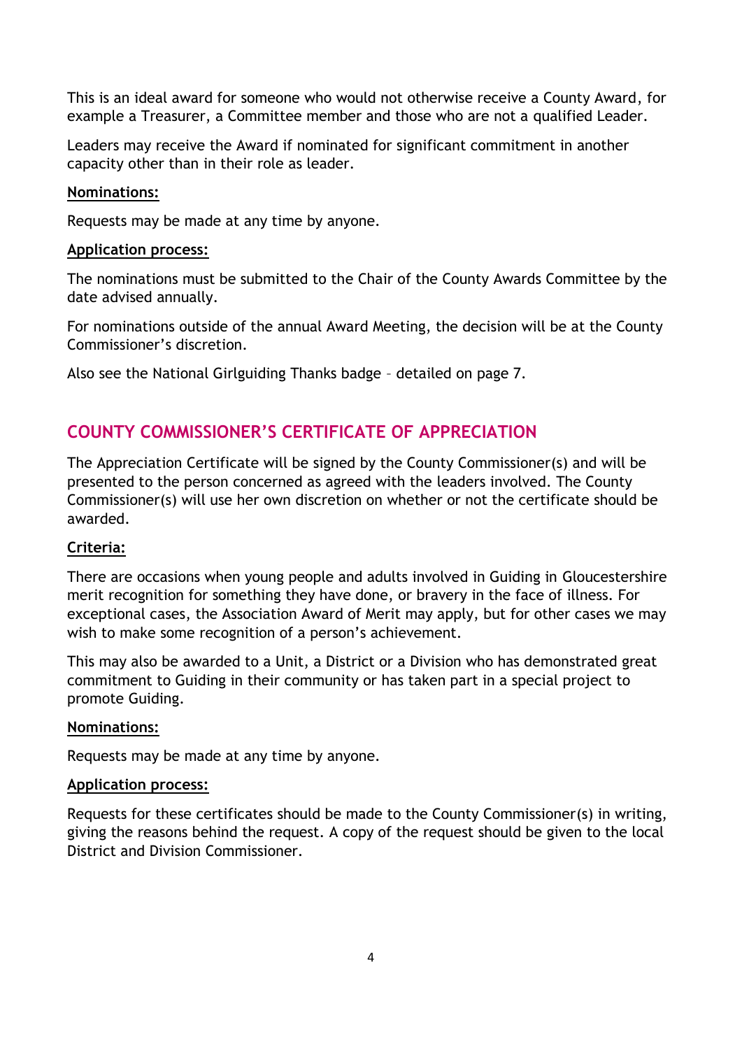This is an ideal award for someone who would not otherwise receive a County Award, for example a Treasurer, a Committee member and those who are not a qualified Leader.

Leaders may receive the Award if nominated for significant commitment in another capacity other than in their role as leader.

**Nominations:**

Requests may be made at any time by anyone.

**Application process:**

The nominations must be submitted to the Chair of the County Awards Committee by the date advised annually.

For nominations outside of the annual Award Meeting, the decision will be at the County Commissioner's discretion.

Also see the National Girlguiding Thanks badge – detailed on page 7.

## COUNTY COMMISSIONER'S CERTIFICATE OF APPRECIATION

The Appreciation Certificate will be signed by the County Commissioner(s) and will be presented to the person concerned as agreed with the leaders involved. The County Commissioner(s) will use her own discretion on whether or not the certificate should be awarded.

**Criteria:**

There are occasions when young people and adults involved in Guiding in Gloucestershire merit recognition for something they have done, or bravery in the face of illness. For exceptional cases, the Association Award of Merit may apply, but for other cases we may wish to make some recognition of a person's achievement.

This may also be awarded to a Unit, a District or a Division who has demonstrated great commitment to Guiding in their community or has taken part in a special project to promote Guiding.

**Nominations:**

Requests may be made at any time by anyone.

**Application process:**

Requests for these certificates should be made to the County Commissioner(s) in writing, giving the reasons behind the request. A copy of the request should be given to the local District and Division Commissioner.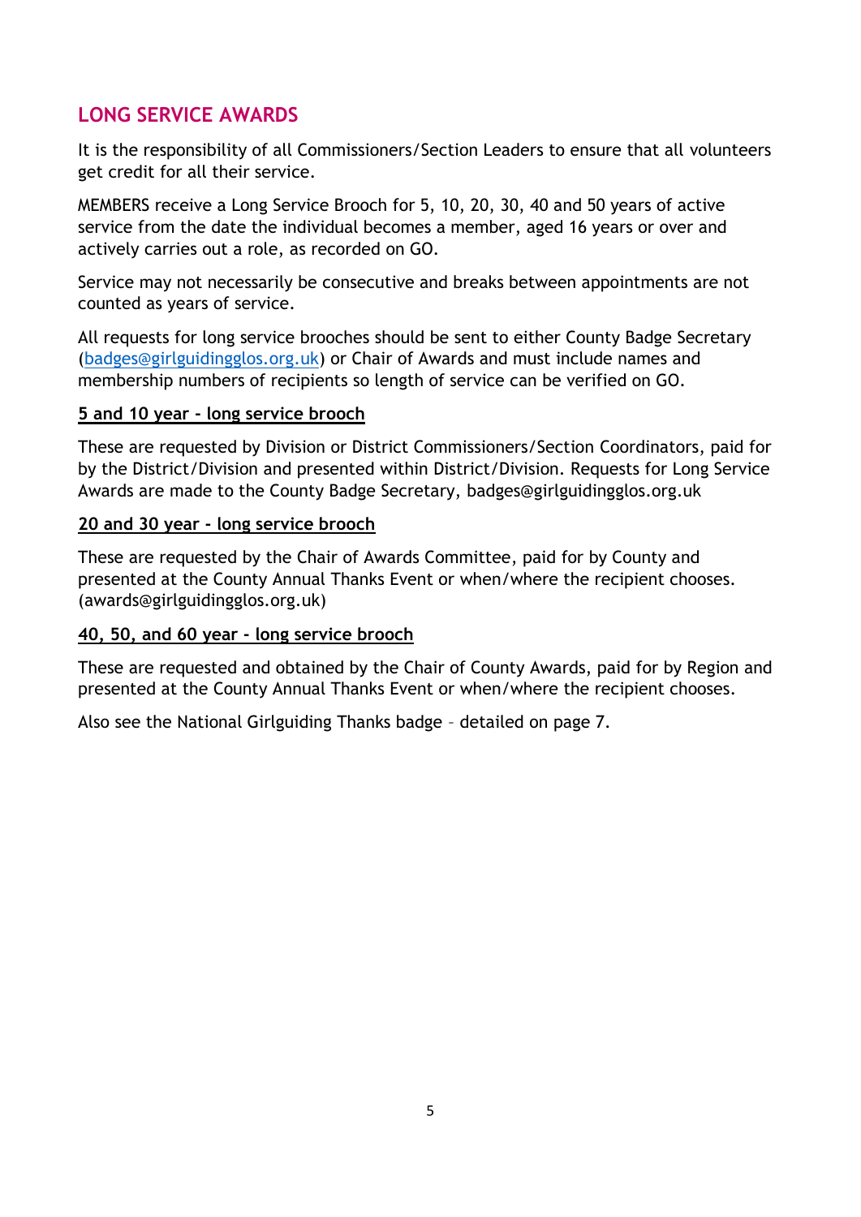## LONG SERVICE AWARDS

It is the responsibility of all Commissioners/Section Leaders to ensure that all volunteers get credit for all their service.

MEMBERS receive a Long Service Brooch for 5, 10, 20, 30, 40 and 50 years of active service from the date the individual becomes a member, aged 16 years or over and actively carries out a role, as recorded on GO.

Service may not necessarily be consecutive and breaks between appointments are not counted as years of service.

All requests for long service brooches should be sent to either County Badge Secretary (badges@girlguidingglos.org.uk) or Chair of Awards and must include names and membership numbers of recipients so length of service can be verified on GO.

**5 and 10 year - long service brooch**

These are requested by Division or District Commissioners/Section Coordinators, paid for by the District/Division and presented within District/Division. Requests for Long Service Awards are made to the County Badge Secretary, badges@girlguidingglos.org.uk

**20 and 30 year - long service brooch**

These are requested by the Chair of Awards Committee, paid for by County and presented at the County Annual Thanks Event or when/where the recipient chooses. (awards@girlguidingglos.org.uk)

**40, 50, and 60 year - long service brooch**

These are requested and obtained by the Chair of County Awards, paid for by Region and presented at the County Annual Thanks Event or when/where the recipient chooses.

Also see the National Girlguiding Thanks badge – detailed on page 7.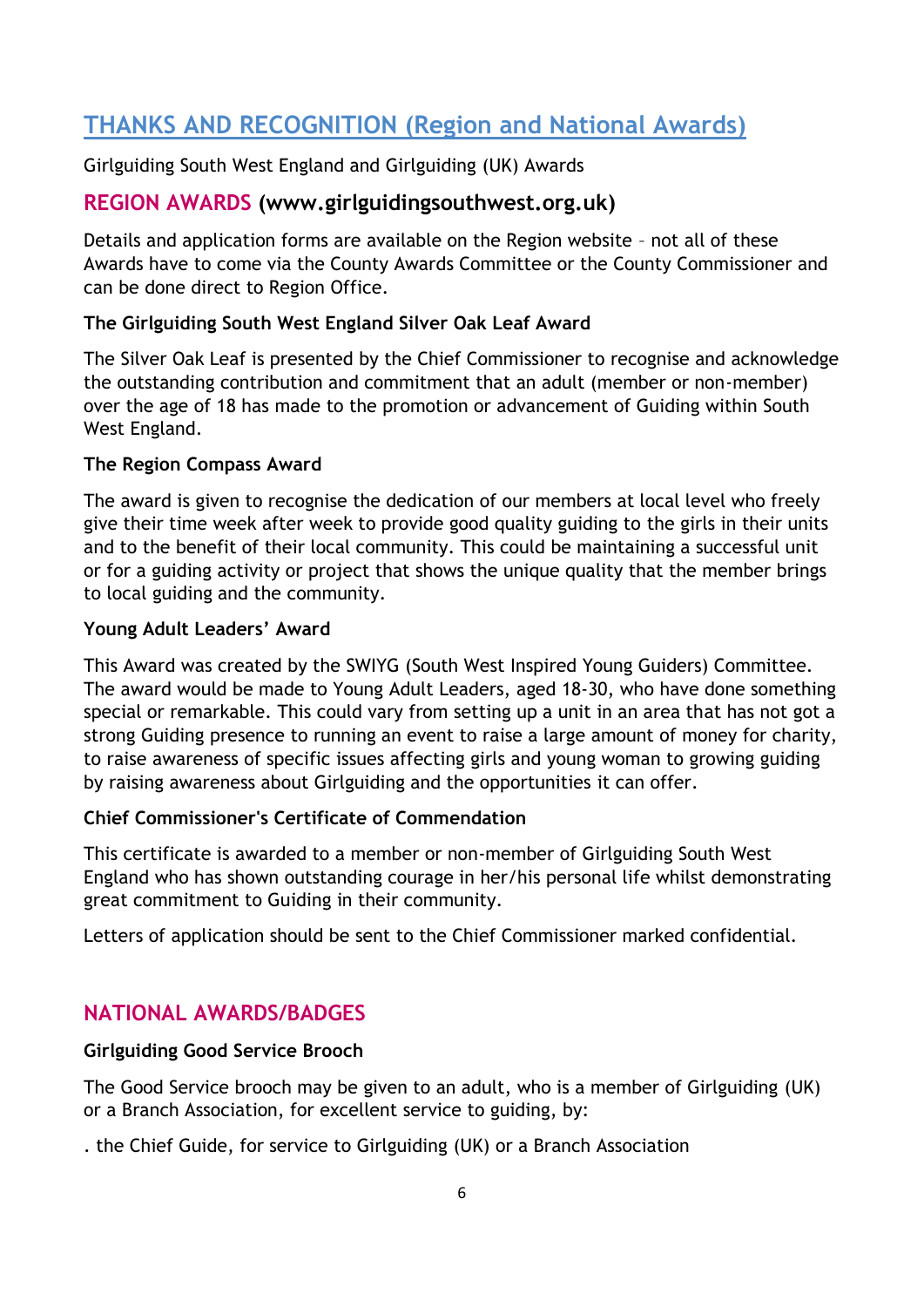## THANKS AND RECOGNITION (Region and National Awards)

Girlguiding South West England and Girlguiding (UK) Awards

### REGION AWARDS (www.girlguidingsouthwest.org.uk)

Details and application forms are available on the Region website – not all of these Awards have to come via the County Awards Committee or the County Commissioner and can be done direct to Region Office.

**The Girlguiding South West England Silver Oak Leaf Award**

The Silver Oak Leaf is presented by the Chief Commissioner to recognise and acknowledge the outstanding contribution and commitment that an adult (member or non-member) over the age of 18 has made to the promotion or advancement of Guiding within South West England.

**The Region Compass Award**

The award is given to recognise the dedication of our members at local level who freely give their time week after week to provide good quality guiding to the girls in their units and to the benefit of their local community. This could be maintaining a successful unit or for a guiding activity or project that shows the unique quality that the member brings to local guiding and the community.

**Young Adult Leaders' Award**

This Award was created by the SWIYG (South West Inspired Young Guiders) Committee. The award would be made to Young Adult Leaders, aged 18-30, who have done something special or remarkable. This could vary from setting up a unit in an area that has not got a strong Guiding presence to running an event to raise a large amount of money for charity, to raise awareness of specific issues affecting girls and young woman to growing guiding by raising awareness about Girlguiding and the opportunities it can offer.

**Chief Commissioner's Certificate of Commendation**

This certificate is awarded to a member or non-member of Girlguiding South West England who has shown outstanding courage in her/his personal life whilst demonstrating great commitment to Guiding in their community.

Letters of application should be sent to the Chief Commissioner marked confidential.

### NATIONAL AWARDS/BADGES

**Girlguiding Good Service Brooch**

The Good Service brooch may be given to an adult, who is a member of Girlguiding (UK) or a Branch Association, for excellent service to guiding, by:

. the Chief Guide, for service to Girlguiding (UK) or a Branch Association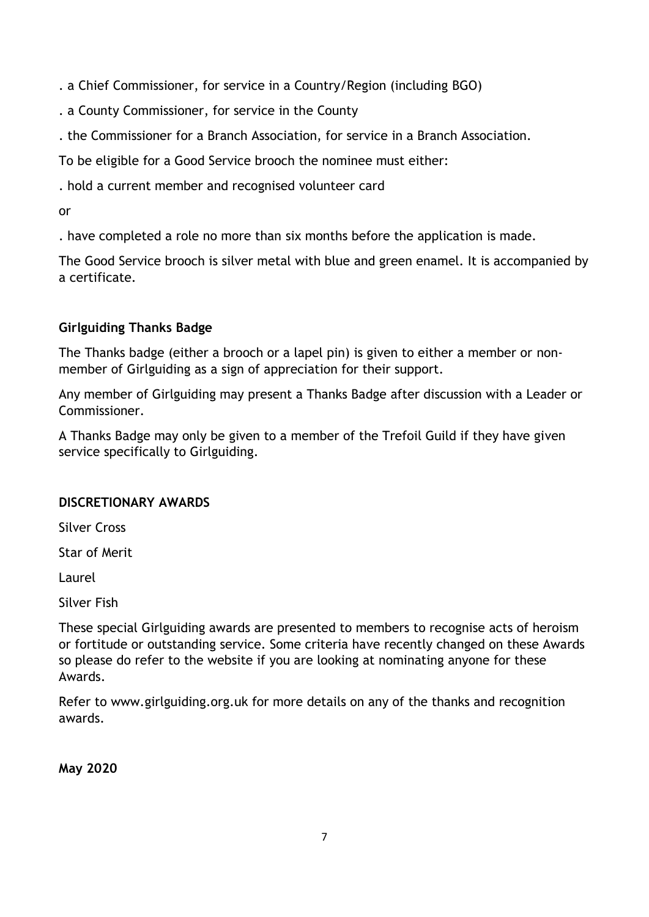- a Chief Commissioner, for service in a Country/Region (including BGO)
- a County Commissioner, for service in the County
- the Commissioner for a Branch Association, for service in a Branch Association.

To be eligible for a Good Service brooch the nominee must either:

- hold a current member and recognised volunteer card

or

- have completed a role no more than six months before the application is made.

The Good Service brooch is silver metal with blue and green enamel. It is accompanied by a certificate.

**Girlguiding Thanks Badge**

The Thanks badge (either a brooch or a lapel pin) is given to either a member or non-member of Girlguiding as a sign of appreciation for their support.

Any member of Girlguiding may present a Thanks Badge after discussion with a Leader or Commissioner.

A Thanks Badge may only be given to a member of the Trefoil Guild if they have given service specifically to Girlguiding.

**DISCRETIONARY AWARDS**

Silver Cross

Star of Merit

Laurel

Silver Fish

These special Girlguiding awards are presented to members to recognise acts of heroism or fortitude or outstanding service. Some criteria have recently changed on these Awards so please do refer to the website if you are looking at nominating anyone for these Awards.

Refer to www.girlguiding.org.uk for more details on any of the thanks and recognition awards.

**May 2020**